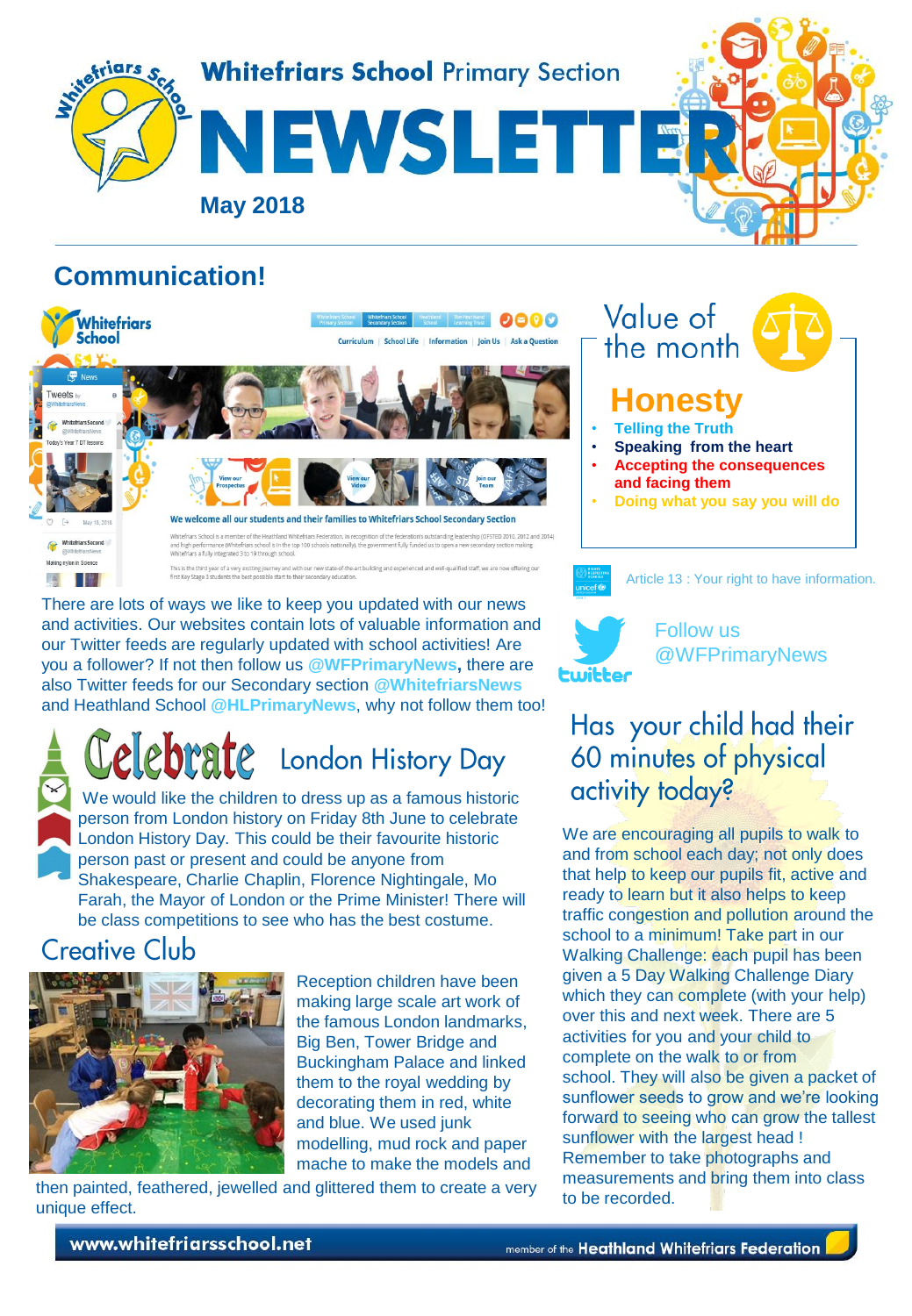# Whitefriars School Primary Section

# NEWSLETTER

**May 2018**

## Communication!

There are lots of ways we like to keep you updated with our news and activities. Our websites contain lots of valuable information and our Twitter feeds are regularly updated with school activities! Are you a follower? If not then follow us **@WFPrimaryNews**, there are also Twitter feeds for our Secondary section **@WhitefriarsNews** and Heathland School **@HLPrimaryNews**, why not follow them too!

## Celebrate London History Day

We would like the children to dress up as a famous historic person from London history on Friday 8th June to celebrate London History Day. This could be their favourite historic person past or present and could be anyone from Shakespeare, Charlie Chaplin, Florence Nightingale, Mo Farah, the Mayor of London or the Prime Minister! There will be class competitions to see who has the best costume.

## Creative Club

Reception children have been making large scale art work of the famous London landmarks, Big Ben, Tower Bridge and Buckingham Palace and linked them to the royal wedding by decorating them in red, white and blue. We used junk modelling, mud rock and paper mache to make the models and then painted, feathered, jewelled and glittered them to create a very unique effect.

## Value of the month

### Honesty

- Telling the Truth
- **Speaking from the heart**
- Accepting the consequences and facing them
- Doing what you say you will do

Article 13 : Your right to have information.

Follow us @WFPrimaryNews

## Has your child had their 60 minutes of physical activity today?

We are encouraging all pupils to walk to and from school each day; not only does that help to keep our pupils fit, active and ready to learn but it also helps to keep traffic congestion and pollution around the school to a minimum! Take part in our Walking Challenge: each pupil has been given a 5 Day Walking Challenge Diary which they can complete (with your help) over this and next week. There are 5 activities for you and your child to complete on the walk to or from school. They will also be given a packet of sunflower seeds to grow and we're looking forward to seeing who can grow the tallest sunflower with the largest head ! Remember to take photographs and measurements and bring them into class to be recorded.

www.whitefriarsschool.net — member of the Heathland Whitefriars Federation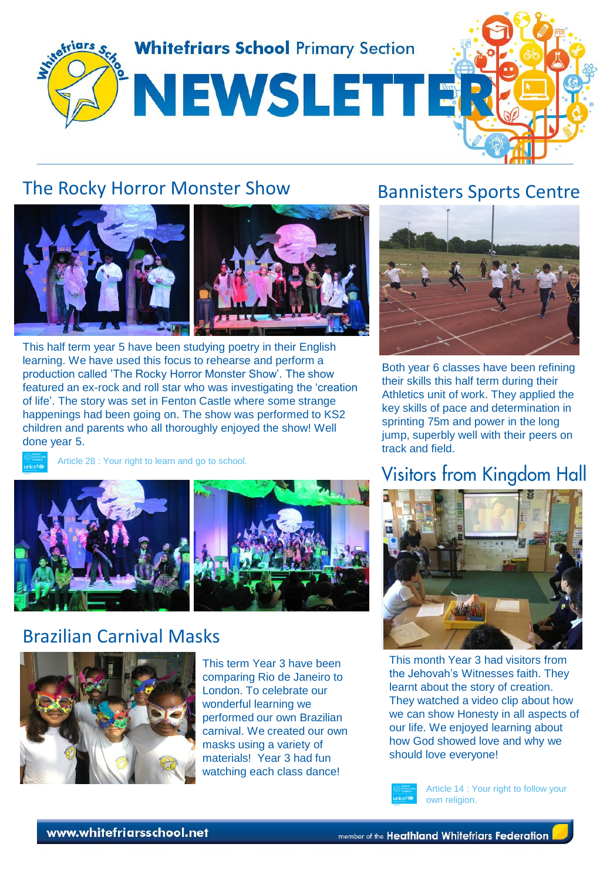# Whitefriars School Primary Section

# NEWSLETTER

## The Rocky Horror Monster Show

This half term year 5 have been studying poetry in their English learning. We have used this focus to rehearse and perform a production called 'The Rocky Horror Monster Show'. The show featured an ex-rock and roll star who was investigating the 'creation of life'. The story was set in Fenton Castle where some strange happenings had been going on. The show was performed to KS2 children and parents who all thoroughly enjoyed the show! Well done year 5.

Article 28 : Your right to learn and go to school.

## Brazilian Carnival Masks

This term Year 3 have been comparing Rio de Janeiro to London. To celebrate our wonderful learning we performed our own Brazilian carnival. We created our own masks using a variety of materials! Year 3 had fun watching each class dance!

## Bannisters Sports Centre

Both year 6 classes have been refining their skills this half term during their Athletics unit of work. They applied the key skills of pace and determination in sprinting 75m and power in the long jump, superbly well with their peers on track and field.

## Visitors from Kingdom Hall

This month Year 3 had visitors from the Jehovah's Witnesses faith. They learnt about the story of creation. They watched a video clip about how we can show Honesty in all aspects of our life. We enjoyed learning about how God showed love and why we should love everyone!

Article 14 : Your right to follow your own religion.

www.whitefriarsschool.net

member of the Heathland Whitefriars Federation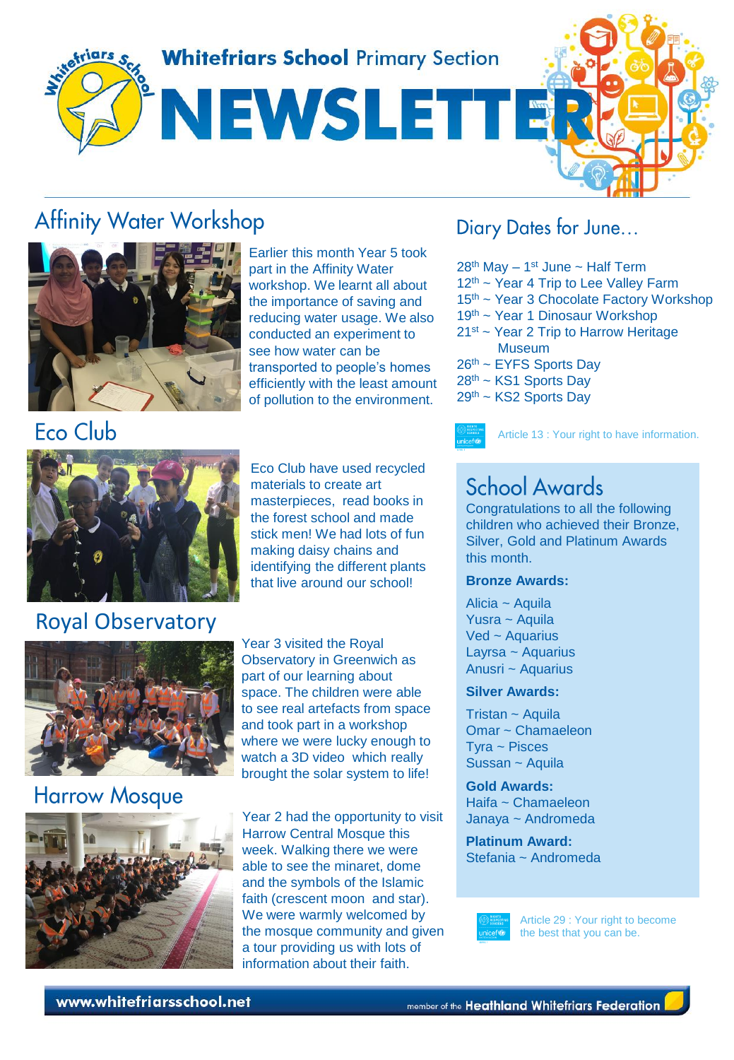# Whitefriars School Primary Section NEWSLETTER

## Affinity Water Workshop

Earlier this month Year 5 took part in the Affinity Water workshop. We learnt all about the importance of saving and reducing water usage. We also conducted an experiment to see how water can be transported to people's homes efficiently with the least amount of pollution to the environment.

## Eco Club

Eco Club have used recycled materials to create art masterpieces, read books in the forest school and made stick men! We had lots of fun making daisy chains and identifying the different plants that live around our school!

## Royal Observatory

Year 3 visited the Royal Observatory in Greenwich as part of our learning about space. The children were able to see real artefacts from space and took part in a workshop where we were lucky enough to watch a 3D video which really brought the solar system to life!

## Harrow Mosque

Year 2 had the opportunity to visit Harrow Central Mosque this week. Walking there we were able to see the minaret, dome and the symbols of the Islamic faith (crescent moon and star). We were warmly welcomed by the mosque community and given a tour providing us with lots of information about their faith.

## Diary Dates for June…

28th May – 1st June ~ Half Term
12th ~ Year 4 Trip to Lee Valley Farm
15th ~ Year 3 Chocolate Factory Workshop
19th ~ Year 1 Dinosaur Workshop
21st ~ Year 2 Trip to Harrow Heritage Museum
26th ~ EYFS Sports Day
28th ~ KS1 Sports Day
29th ~ KS2 Sports Day

Article 13 : Your right to have information.

## School Awards

Congratulations to all the following children who achieved their Bronze, Silver, Gold and Platinum Awards this month.

**Bronze Awards:**

Alicia ~ Aquila
Yusra ~ Aquila
Ved ~ Aquarius
Layrsa ~ Aquarius
Anusri ~ Aquarius

**Silver Awards:**

Tristan ~ Aquila
Omar ~ Chamaeleon
Tyra ~ Pisces
Sussan ~ Aquila

**Gold Awards:**

Haifa ~ Chamaeleon
Janaya ~ Andromeda

**Platinum Award:**

Stefania ~ Andromeda

Article 29 : Your right to become the best that you can be.

www.whitefriarsschool.net — member of the Heathland Whitefriars Federation